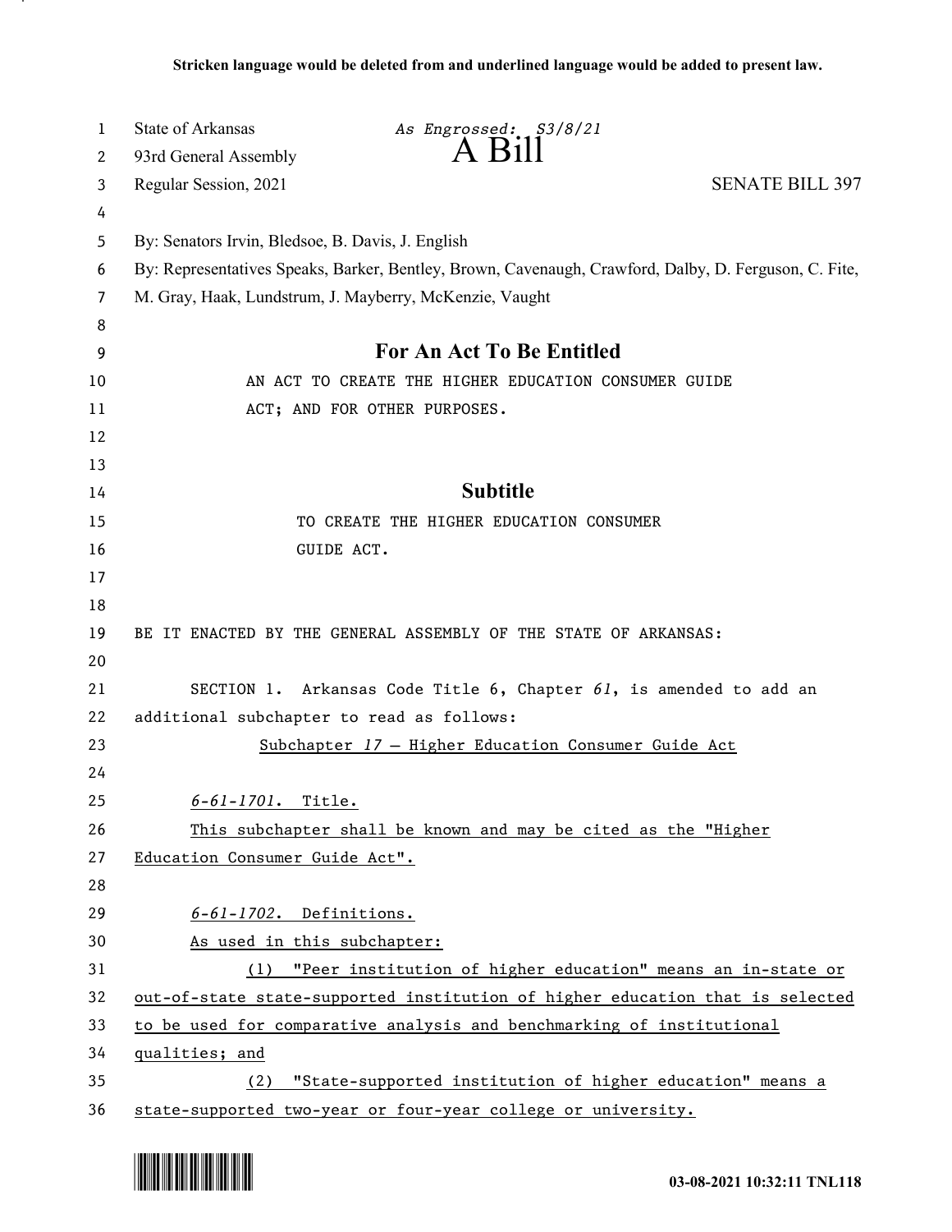**Stricken language would be deleted from and underlined language would be added to present law.**

State of Arabic Arkansas — *As Engrossed: S3/8/21*

93rd General Assembly

# A Bill

Regular Session, 2021 — SENATE BILL 397

By: Senators Irvin, Bledsoe, B. Davis, J. English

By: Representatives Speaks, Barker, Bentley, Brown, Cavenaugh, Crawford, Dalby, D. Ferguson, C. Fite, M. Gray, Haak, Lundstrum, J. Mayberry, McKenzie, Vaught

## For An Act To Be Entitled

AN ACT TO CREATE THE HIGHER EDUCATION CONSUMER GUIDE ACT; AND FOR OTHER PURPOSES.

## Subtitle

TO CREATE THE HIGHER EDUCATION CONSUMER GUIDE ACT.

BE IT ENACTED BY THE GENERAL ASSEMBLY OF THE STATE OF ARKANSAS:

SECTION 1. Arkansas Code Title 6, Chapter *61*, is amended to add an additional subchapter to read as follows:

<u>Subchapter *17* — Higher Education Consumer Guide Act</u>

<u>*6-61-1701*. Title.</u>

<u>This subchapter shall be known and may be cited as the "Higher Education Consumer Guide Act".</u>

<u>*6-61-1702*. Definitions.</u>

<u>As used in this subchapter:</u>

<u>(1) "Peer institution of higher education" means an in-state or out-of-state state-supported institution of higher education that is selected to be used for comparative analysis and benchmarking of institutional qualities; and</u>

<u>(2) "State-supported institution of higher education" means a state-supported two-year or four-year college or university.</u>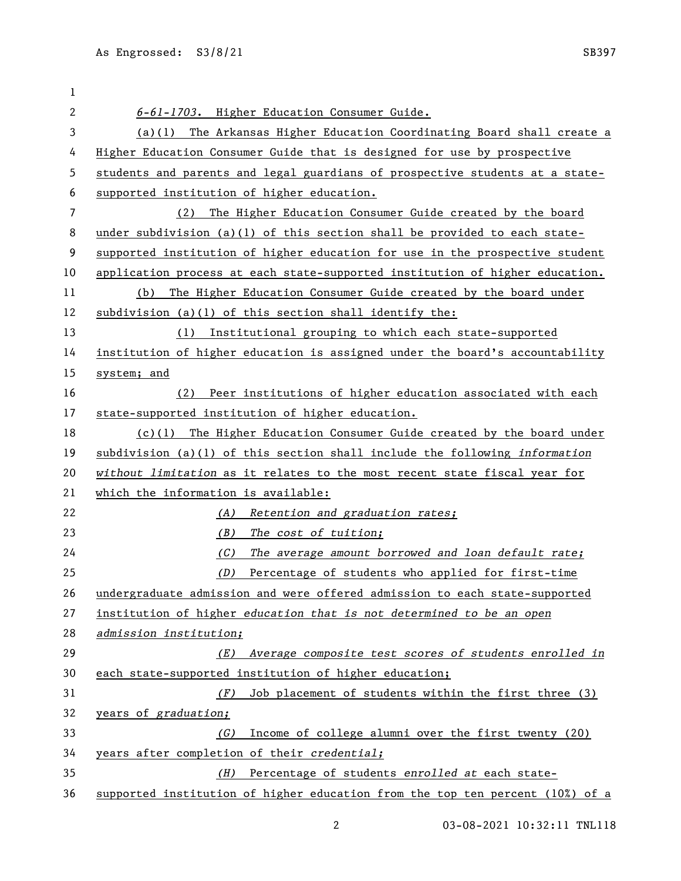*6-61-1703*. Higher Education Consumer Guide.

(a)(1) The Arkansas Higher Education Coordinating Board shall create a Higher Education Consumer Guide that is designed for use by prospective students and parents and legal guardians of prospective students at a state-supported institution of higher education.

(2) The Higher Education Consumer Guide created by the board under subdivision (a)(1) of this section shall be provided to each state-supported institution of higher education for use in the prospective student application process at each state-supported institution of higher education.

(b) The Higher Education Consumer Guide created by the board under subdivision (a)(1) of this section shall identify the:

(1) Institutional grouping to which each state-supported institution of higher education is assigned under the board's accountability system; and

(2) Peer institutions of higher education associated with each state-supported institution of higher education.

(c)(1) The Higher Education Consumer Guide created by the board under subdivision (a)(1) of this section shall include the following *information without limitation* as it relates to the most recent state fiscal year for which the information is available:

*(A) Retention and graduation rates;*

*(B) The cost of tuition;*

*(C) The average amount borrowed and loan default rate;*

*(D)* Percentage of students who applied for first-time undergraduate admission and were offered admission to each state-supported institution of higher *education that is not determined to be an open admission institution;*

*(E) Average composite test scores of students enrolled in* each state-supported institution of higher education;

*(F)* Job placement of students within the first three (3) years of *graduation;*

*(G)* Income of college alumni over the first twenty (20) years after completion of their *credential;*

*(H)* Percentage of students *enrolled at* each state-supported institution of higher education from the top ten percent (10%) of a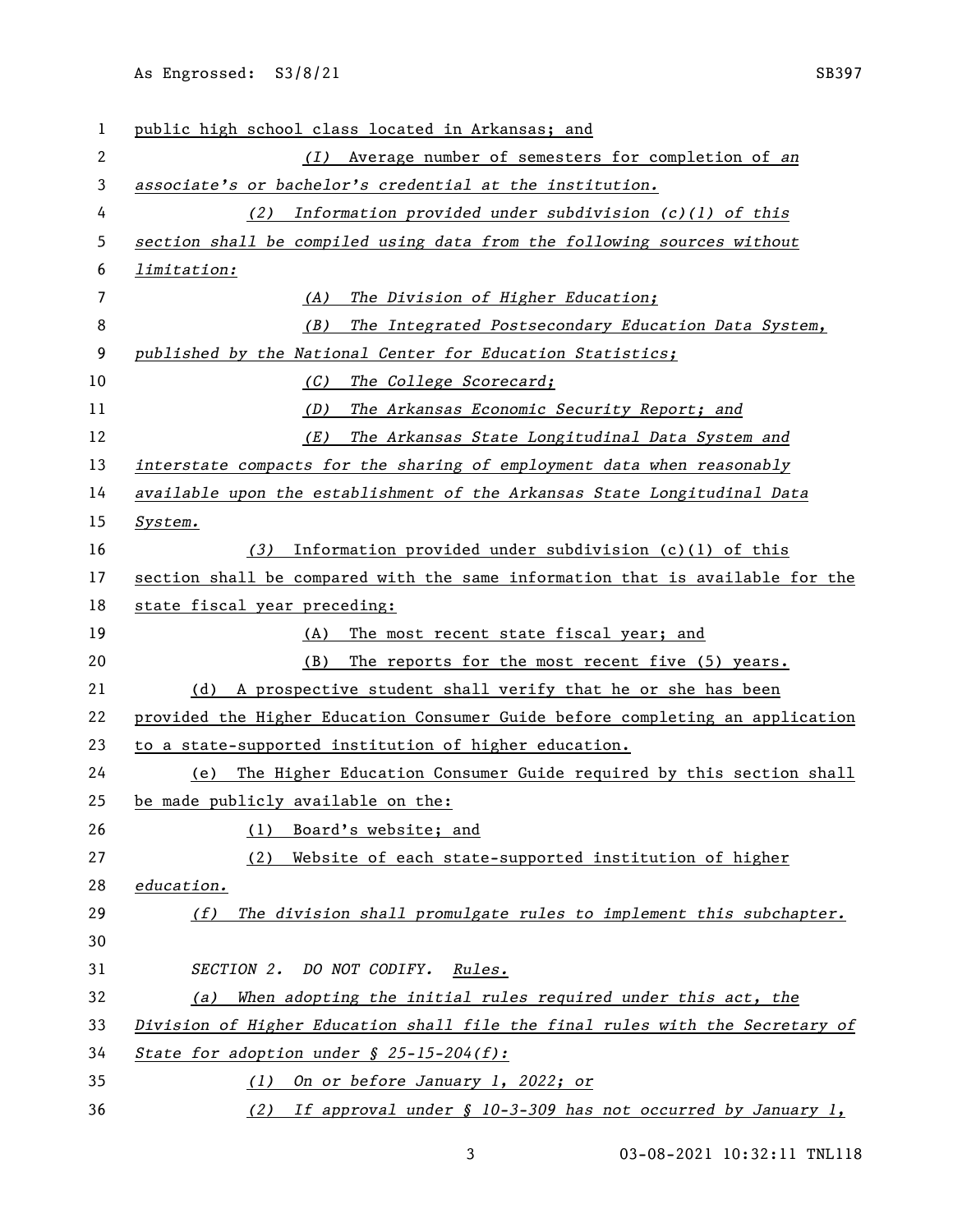public high school class located in Arkansas; and

(I) Average number of semesters for completion of *an associate's or bachelor's credential at the institution.*

*(2) Information provided under subdivision (c)(1) of this section shall be compiled using data from the following sources without limitation:*

*(A) The Division of Higher Education;*

*(B) The Integrated Postsecondary Education Data System, published by the National Center for Education Statistics;*

*(C) The College Scorecard;*

*(D) The Arkansas Economic Security Report; and*

*(E) The Arkansas State Longitudinal Data System and interstate compacts for the sharing of employment data when reasonably available upon the establishment of the Arkansas State Longitudinal Data System.*

*(3)* Information provided under subdivision (c)(1) of this section shall be compared with the same information that is available for the state fiscal year preceding:

(A) The most recent state fiscal year; and

(B) The reports for the most recent five (5) years.

(d) A prospective student shall verify that he or she has been provided the Higher Education Consumer Guide before completing an application to a state-supported institution of higher education.

(e) The Higher Education Consumer Guide required by this section shall be made publicly available on the:

(1) Board's website; and

(2) Website of each state-supported institution of higher *education.*

*(f) The division shall promulgate rules to implement this subchapter.*

*SECTION 2. DO NOT CODIFY. Rules.*

*(a) When adopting the initial rules required under this act, the Division of Higher Education shall file the final rules with the Secretary of State for adoption under § 25-15-204(f):*

*(1) On or before January 1, 2022; or*

*(2) If approval under § 10-3-309 has not occurred by January 1,*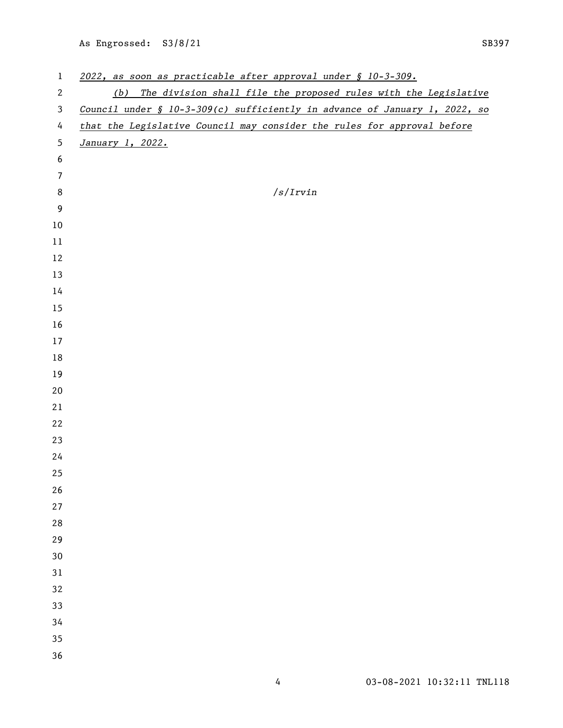*2022, as soon as practicable after approval under § 10-3-309.*

*(b) The division shall file the proposed rules with the Legislative Council under § 10-3-309(c) sufficiently in advance of January 1, 2022, so that the Legislative Council may consider the rules for approval before January 1, 2022.*

*/s/Irvin*